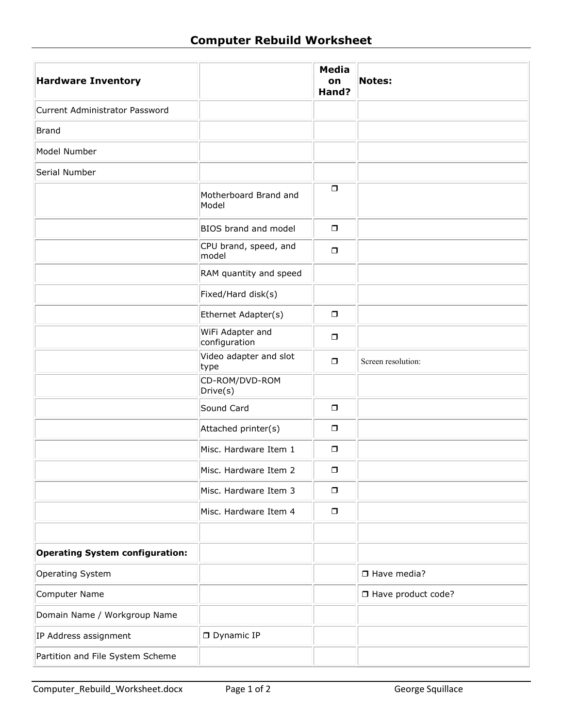# Computer Rebuild Worksheet

| Hardware Inventory | | Media on Hand? | Notes: |
|---|---|---|---|
| Current Administrator Password | | | |
| Brand | | | |
| Model Number | | | |
| Serial Number | | | |
| | Motherboard Brand and Model | ❒ | |
| | BIOS brand and model | ❒ | |
| | CPU brand, speed, and model | ❒ | |
| | RAM quantity and speed | | |
| | Fixed/Hard disk(s) | | |
| | Ethernet Adapter(s) | ❒ | |
| | WiFi Adapter and configuration | ❒ | |
| | Video adapter and slot type | ❒ | Screen resolution: |
| | CD-ROM/DVD-ROM Drive(s) | | |
| | Sound Card | ❒ | |
| | Attached printer(s) | ❒ | |
| | Misc. Hardware Item 1 | ❒ | |
| | Misc. Hardware Item 2 | ❒ | |
| | Misc. Hardware Item 3 | ❒ | |
| | Misc. Hardware Item 4 | ❒ | |
| | | | |
| **Operating System configuration:** | | | |
| Operating System | | | ❒ Have media? |
| Computer Name | | | ❒ Have product code? |
| Domain Name / Workgroup Name | | | |
| IP Address assignment | ❒ Dynamic IP | | |
| Partition and File System Scheme | | | |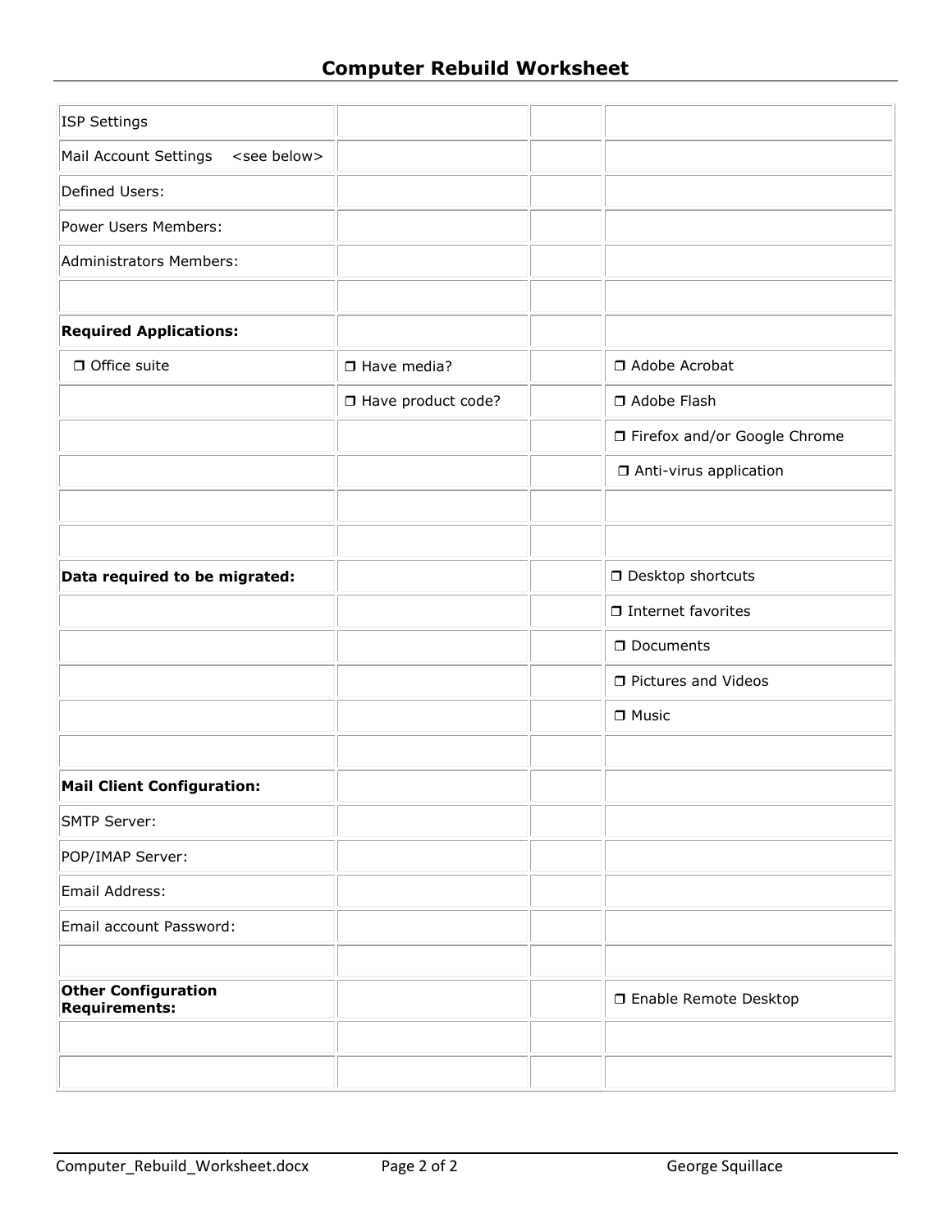# Computer Rebuild Worksheet

| | | | |
|---|---|---|---|
| ISP Settings | | | |
| Mail Account Settings <see below> | | | |
| Defined Users: | | | |
| Power Users Members: | | | |
| Administrators Members: | | | |
| | | | |
| **Required Applications:** | | | |
| ❒ Office suite | ❒ Have media? | | ❒ Adobe Acrobat |
| | ❒ Have product code? | | ❒ Adobe Flash |
| | | | ❒ Firefox and/or Google Chrome |
| | | | ❒ Anti-virus application |
| | | | |
| | | | |
| **Data required to be migrated:** | | | ❒ Desktop shortcuts |
| | | | ❒ Internet favorites |
| | | | ❒ Documents |
| | | | ❒ Pictures and Videos |
| | | | ❒ Music |
| | | | |
| **Mail Client Configuration:** | | | |
| SMTP Server: | | | |
| POP/IMAP Server: | | | |
| Email Address: | | | |
| Email account Password: | | | |
| | | | |
| **Other Configuration Requirements:** | | | ❒ Enable Remote Desktop |
| | | | |
| | | | |